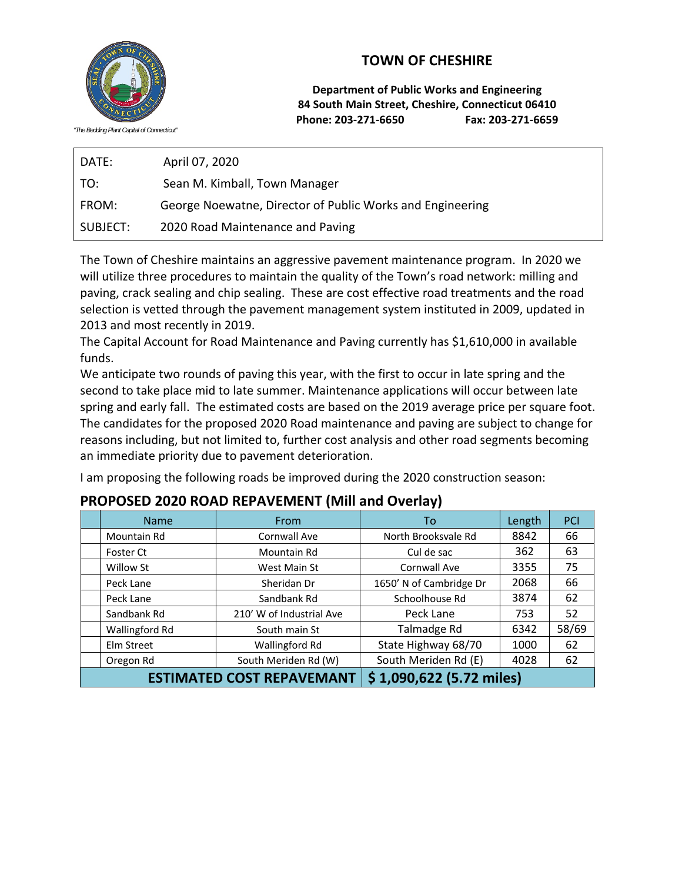# TOWN OF CHESHIRE

"The Bedding Plant Capital of Connecticut"

**Department of Public Works and Engineering**
**84 South Main Street, Cheshire, Connecticut 06410**
**Phone: 203-271-6650 Fax: 203-271-6659**

| | |
|---|---|
| DATE: | April 07, 2020 |
| TO: | Sean M. Kimball, Town Manager |
| FROM: | George Noewatne, Director of Public Works and Engineering |
| SUBJECT: | 2020 Road Maintenance and Paving |

The Town of Cheshire maintains an aggressive pavement maintenance program. In 2020 we will utilize three procedures to maintain the quality of the Town's road network: milling and paving, crack sealing and chip sealing. These are cost effective road treatments and the road selection is vetted through the pavement management system instituted in 2009, updated in 2013 and most recently in 2019.

The Capital Account for Road Maintenance and Paving currently has $1,610,000 in available funds.

We anticipate two rounds of paving this year, with the first to occur in late spring and the second to take place mid to late summer. Maintenance applications will occur between late spring and early fall. The estimated costs are based on the 2019 average price per square foot. The candidates for the proposed 2020 Road maintenance and paving are subject to change for reasons including, but not limited to, further cost analysis and other road segments becoming an immediate priority due to pavement deterioration.

I am proposing the following roads be improved during the 2020 construction season:

## PROPOSED 2020 ROAD REPAVEMENT (Mill and Overlay)

| | Name | From | To | Length | PCI |
|---|---|---|---|---|---|
| | Mountain Rd | Cornwall Ave | North Brooksvale Rd | 8842 | 66 |
| | Foster Ct | Mountain Rd | Cul de sac | 362 | 63 |
| | Willow St | West Main St | Cornwall Ave | 3355 | 75 |
| | Peck Lane | Sheridan Dr | 1650' N of Cambridge Dr | 2068 | 66 |
| | Peck Lane | Sandbank Rd | Schoolhouse Rd | 3874 | 62 |
| | Sandbank Rd | 210' W of Industrial Ave | Peck Lane | 753 | 52 |
| | Wallingford Rd | South main St | Talmadge Rd | 6342 | 58/69 |
| | Elm Street | Wallingford Rd | State Highway 68/70 | 1000 | 62 |
| | Oregon Rd | South Meriden Rd (W) | South Meriden Rd (E) | 4028 | 62 |
| **ESTIMATED COST REPAVEMANT** | | | **$ 1,090,622 (5.72 miles)** | | |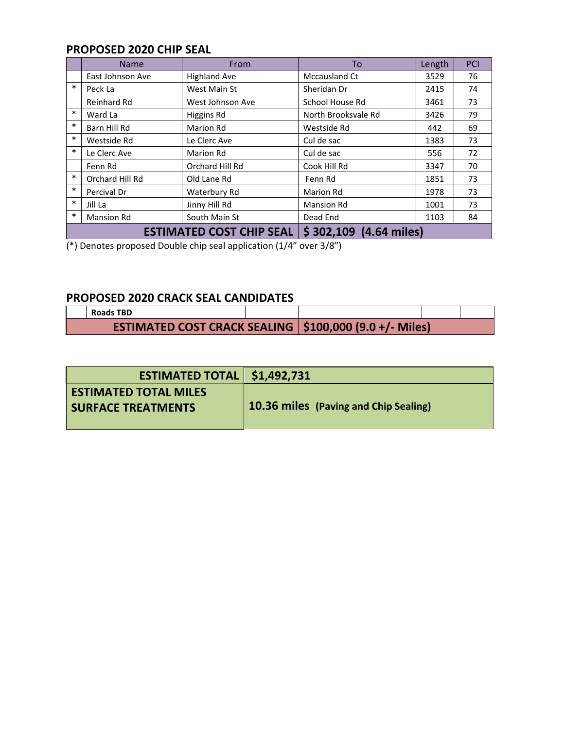## PROPOSED 2020 CHIP SEAL

| | Name | From | To | Length | PCI |
|---|---|---|---|---|---|
| | East Johnson Ave | Highland Ave | Mccausland Ct | 3529 | 76 |
| * | Peck La | West Main St | Sheridan Dr | 2415 | 74 |
| | Reinhard Rd | West Johnson Ave | School House Rd | 3461 | 73 |
| * | Ward La | Higgins Rd | North Brooksvale Rd | 3426 | 79 |
| * | Barn Hill Rd | Marion Rd | Westside Rd | 442 | 69 |
| * | Westside Rd | Le Clerc Ave | Cul de sac | 1383 | 73 |
| * | Le Clerc Ave | Marion Rd | Cul de sac | 556 | 72 |
| | Fenn Rd | Orchard Hill Rd | Cook Hill Rd | 3347 | 70 |
| * | Orchard Hill Rd | Old Lane Rd | Fenn Rd | 1851 | 73 |
| * | Percival Dr | Waterbury Rd | Marion Rd | 1978 | 73 |
| * | Jill La | Jinny Hill Rd | Mansion Rd | 1001 | 73 |
| * | Mansion Rd | South Main St | Dead End | 1103 | 84 |
| | | **ESTIMATED COST CHIP SEAL** | **$ 302,109 (4.64 miles)** | | |

(*) Denotes proposed Double chip seal application (1/4" over 3/8")

## PROPOSED 2020 CRACK SEAL CANDIDATES

| | | | | | |
|---|---|---|---|---|---|
| | **Roads TBD** | | | | |
| | | **ESTIMATED COST CRACK SEALING** | **$100,000 (9.0 +/- Miles)** | | |

| | |
|---|---|
| **ESTIMATED TOTAL** | **$1,492,731** |
| **ESTIMATED TOTAL MILES SURFACE TREATMENTS** | **10.36 miles (Paving and Chip Sealing)** |